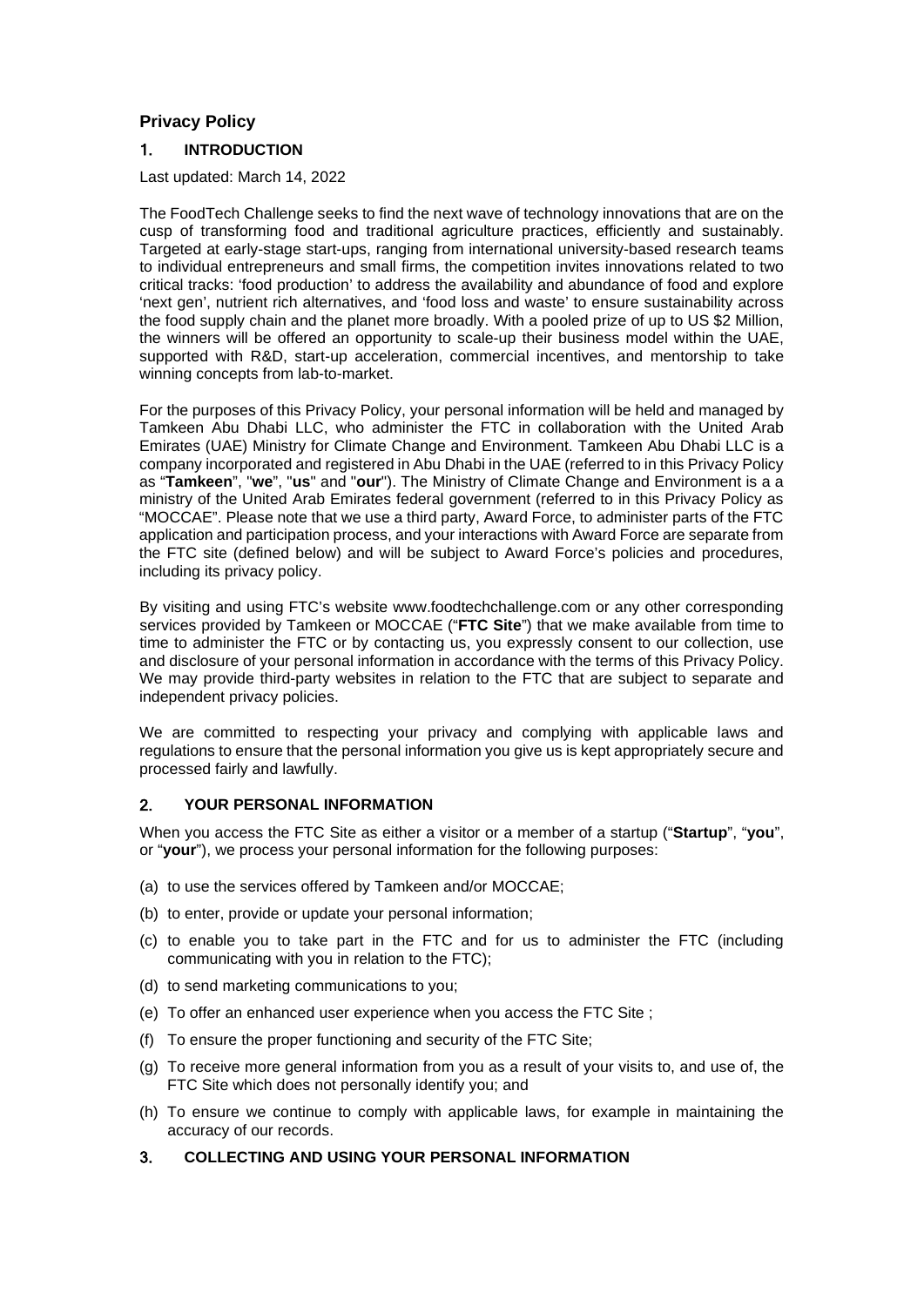# Privacy Policy

## 1. INTRODUCTION

Last updated: March 14, 2022

The FoodTech Challenge seeks to find the next wave of technology innovations that are on the cusp of transforming food and traditional agriculture practices, efficiently and sustainably. Targeted at early-stage start-ups, ranging from international university-based research teams to individual entrepreneurs and small firms, the competition invites innovations related to two critical tracks: 'food production' to address the availability and abundance of food and explore 'next gen', nutrient rich alternatives, and 'food loss and waste' to ensure sustainability across the food supply chain and the planet more broadly. With a pooled prize of up to US $2 Million, the winners will be offered an opportunity to scale-up their business model within the UAE, supported with R&D, start-up acceleration, commercial incentives, and mentorship to take winning concepts from lab-to-market.

For the purposes of this Privacy Policy, your personal information will be held and managed by Tamkeen Abu Dhabi LLC, who administer the FTC in collaboration with the United Arab Emirates (UAE) Ministry for Climate Change and Environment. Tamkeen Abu Dhabi LLC is a company incorporated and registered in Abu Dhabi in the UAE (referred to in this Privacy Policy as "**Tamkeen**", "**we**", "**us**" and "**our**"). The Ministry of Climate Change and Environment is a a ministry of the United Arab Emirates federal government (referred to in this Privacy Policy as "MOCCAE". Please note that we use a third party, Award Force, to administer parts of the FTC application and participation process, and your interactions with Award Force are separate from the FTC site (defined below) and will be subject to Award Force's policies and procedures, including its privacy policy.

By visiting and using FTC's website www.foodtechchallenge.com or any other corresponding services provided by Tamkeen or MOCCAE ("**FTC Site**") that we make available from time to time to administer the FTC or by contacting us, you expressly consent to our collection, use and disclosure of your personal information in accordance with the terms of this Privacy Policy. We may provide third-party websites in relation to the FTC that are subject to separate and independent privacy policies.

We are committed to respecting your privacy and complying with applicable laws and regulations to ensure that the personal information you give us is kept appropriately secure and processed fairly and lawfully.

## 2. YOUR PERSONAL INFORMATION

When you access the FTC Site as either a visitor or a member of a startup ("**Startup**", "**you**", or "**your**"), we process your personal information for the following purposes:

(a) to use the services offered by Tamkeen and/or MOCCAE;

(b) to enter, provide or update your personal information;

(c) to enable you to take part in the FTC and for us to administer the FTC (including communicating with you in relation to the FTC);

(d) to send marketing communications to you;

(e) To offer an enhanced user experience when you access the FTC Site ;

(f) To ensure the proper functioning and security of the FTC Site;

(g) To receive more general information from you as a result of your visits to, and use of, the FTC Site which does not personally identify you; and

(h) To ensure we continue to comply with applicable laws, for example in maintaining the accuracy of our records.

## 3. COLLECTING AND USING YOUR PERSONAL INFORMATION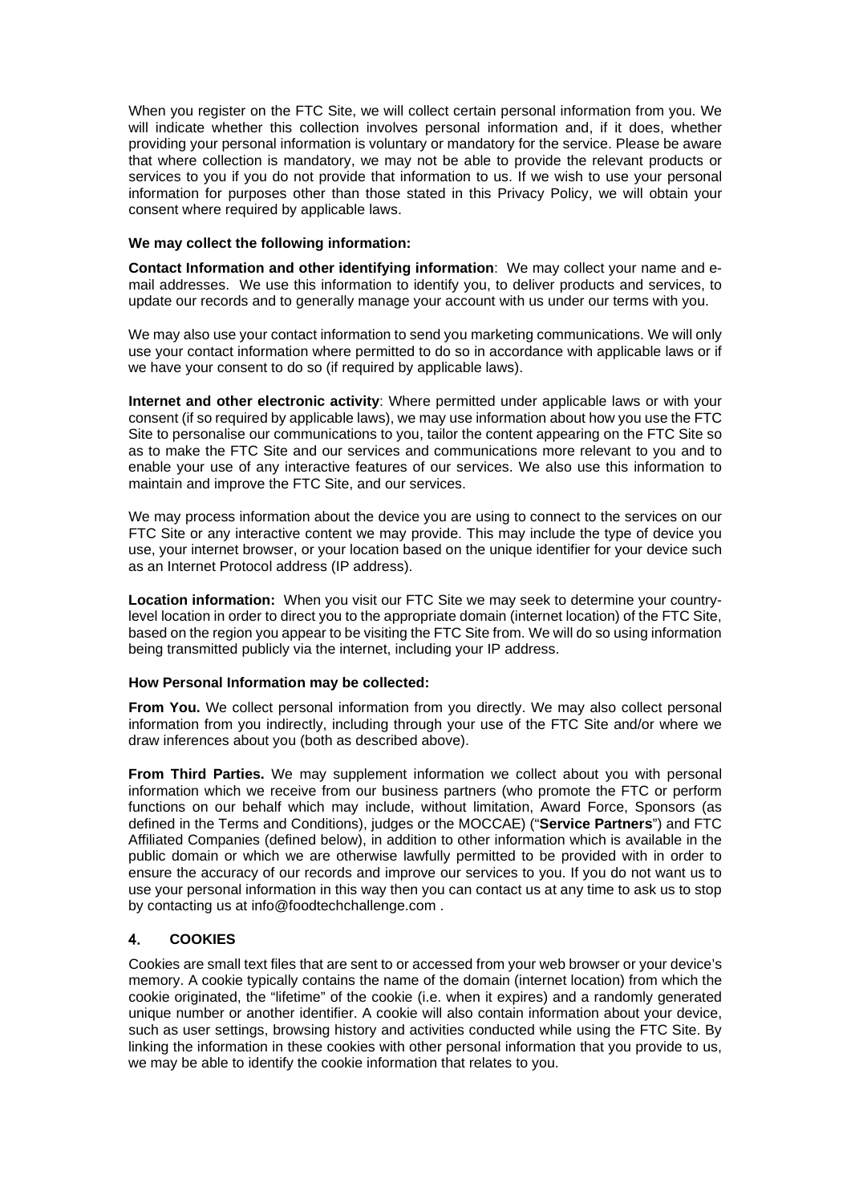When you register on the FTC Site, we will collect certain personal information from you. We will indicate whether this collection involves personal information and, if it does, whether providing your personal information is voluntary or mandatory for the service. Please be aware that where collection is mandatory, we may not be able to provide the relevant products or services to you if you do not provide that information to us. If we wish to use your personal information for purposes other than those stated in this Privacy Policy, we will obtain your consent where required by applicable laws.

**We may collect the following information:**

**Contact Information and other identifying information**: We may collect your name and e-mail addresses. We use this information to identify you, to deliver products and services, to update our records and to generally manage your account with us under our terms with you.

We may also use your contact information to send you marketing communications. We will only use your contact information where permitted to do so in accordance with applicable laws or if we have your consent to do so (if required by applicable laws).

**Internet and other electronic activity**: Where permitted under applicable laws or with your consent (if so required by applicable laws), we may use information about how you use the FTC Site to personalise our communications to you, tailor the content appearing on the FTC Site so as to make the FTC Site and our services and communications more relevant to you and to enable your use of any interactive features of our services. We also use this information to maintain and improve the FTC Site, and our services.

We may process information about the device you are using to connect to the services on our FTC Site or any interactive content we may provide. This may include the type of device you use, your internet browser, or your location based on the unique identifier for your device such as an Internet Protocol address (IP address).

**Location information:** When you visit our FTC Site we may seek to determine your country-level location in order to direct you to the appropriate domain (internet location) of the FTC Site, based on the region you appear to be visiting the FTC Site from. We will do so using information being transmitted publicly via the internet, including your IP address.

**How Personal Information may be collected:**

**From You.** We collect personal information from you directly. We may also collect personal information from you indirectly, including through your use of the FTC Site and/or where we draw inferences about you (both as described above).

**From Third Parties.** We may supplement information we collect about you with personal information which we receive from our business partners (who promote the FTC or perform functions on our behalf which may include, without limitation, Award Force, Sponsors (as defined in the Terms and Conditions), judges or the MOCCAE) ("**Service Partners**") and FTC Affiliated Companies (defined below), in addition to other information which is available in the public domain or which we are otherwise lawfully permitted to be provided with in order to ensure the accuracy of our records and improve our services to you. If you do not want us to use your personal information in this way then you can contact us at any time to ask us to stop by contacting us at info@foodtechchallenge.com .

## 4. COOKIES

Cookies are small text files that are sent to or accessed from your web browser or your device's memory. A cookie typically contains the name of the domain (internet location) from which the cookie originated, the "lifetime" of the cookie (i.e. when it expires) and a randomly generated unique number or another identifier. A cookie will also contain information about your device, such as user settings, browsing history and activities conducted while using the FTC Site. By linking the information in these cookies with other personal information that you provide to us, we may be able to identify the cookie information that relates to you.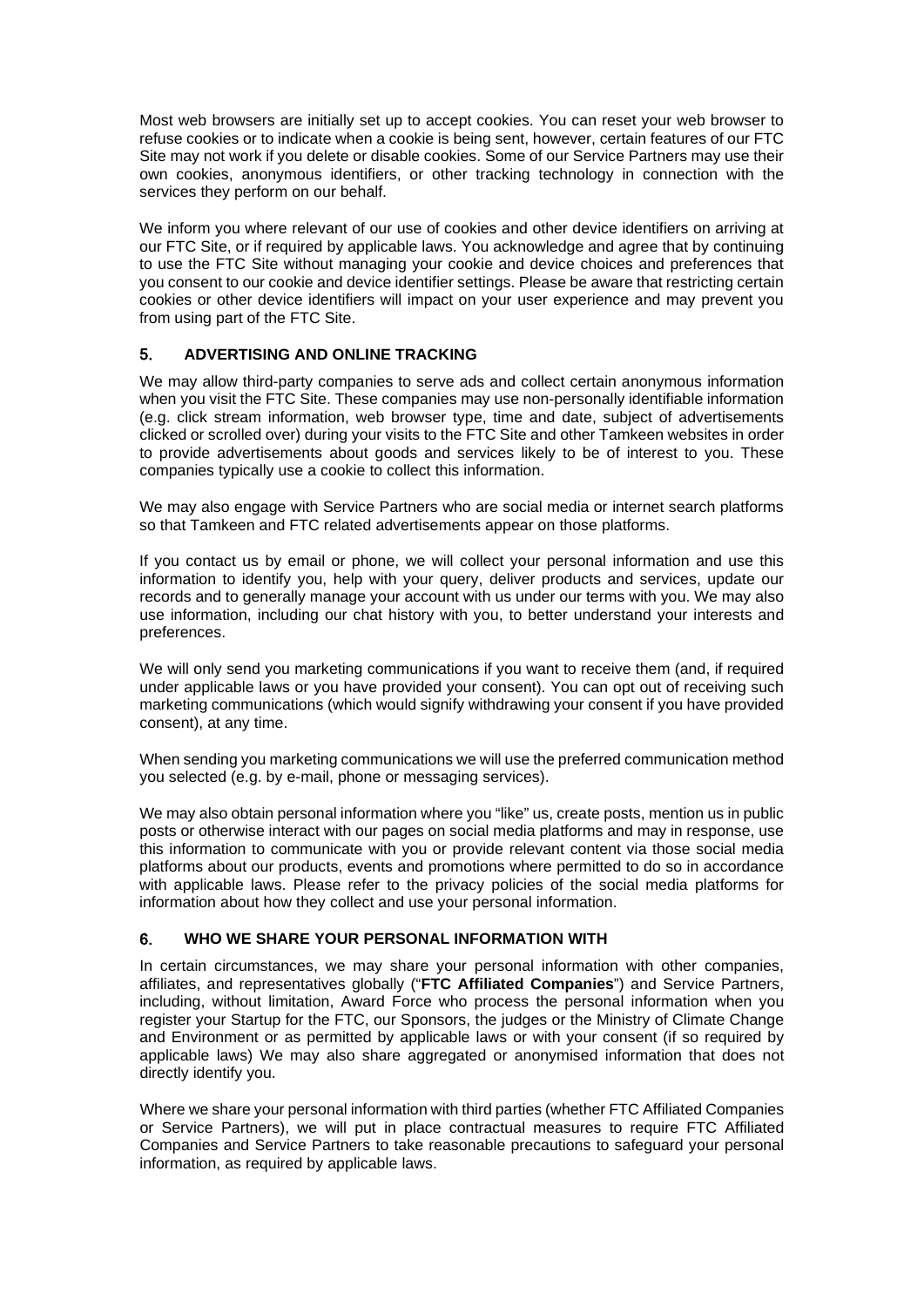Most web browsers are initially set up to accept cookies. You can reset your web browser to refuse cookies or to indicate when a cookie is being sent, however, certain features of our FTC Site may not work if you delete or disable cookies. Some of our Service Partners may use their own cookies, anonymous identifiers, or other tracking technology in connection with the services they perform on our behalf.

We inform you where relevant of our use of cookies and other device identifiers on arriving at our FTC Site, or if required by applicable laws. You acknowledge and agree that by continuing to use the FTC Site without managing your cookie and device choices and preferences that you consent to our cookie and device identifier settings. Please be aware that restricting certain cookies or other device identifiers will impact on your user experience and may prevent you from using part of the FTC Site.

## 5. ADVERTISING AND ONLINE TRACKING

We may allow third-party companies to serve ads and collect certain anonymous information when you visit the FTC Site. These companies may use non-personally identifiable information (e.g. click stream information, web browser type, time and date, subject of advertisements clicked or scrolled over) during your visits to the FTC Site and other Tamkeen websites in order to provide advertisements about goods and services likely to be of interest to you. These companies typically use a cookie to collect this information.

We may also engage with Service Partners who are social media or internet search platforms so that Tamkeen and FTC related advertisements appear on those platforms.

If you contact us by email or phone, we will collect your personal information and use this information to identify you, help with your query, deliver products and services, update our records and to generally manage your account with us under our terms with you. We may also use information, including our chat history with you, to better understand your interests and preferences.

We will only send you marketing communications if you want to receive them (and, if required under applicable laws or you have provided your consent). You can opt out of receiving such marketing communications (which would signify withdrawing your consent if you have provided consent), at any time.

When sending you marketing communications we will use the preferred communication method you selected (e.g. by e-mail, phone or messaging services).

We may also obtain personal information where you "like" us, create posts, mention us in public posts or otherwise interact with our pages on social media platforms and may in response, use this information to communicate with you or provide relevant content via those social media platforms about our products, events and promotions where permitted to do so in accordance with applicable laws. Please refer to the privacy policies of the social media platforms for information about how they collect and use your personal information.

## 6. WHO WE SHARE YOUR PERSONAL INFORMATION WITH

In certain circumstances, we may share your personal information with other companies, affiliates, and representatives globally ("**FTC Affiliated Companies**") and Service Partners, including, without limitation, Award Force who process the personal information when you register your Startup for the FTC, our Sponsors, the judges or the Ministry of Climate Change and Environment or as permitted by applicable laws or with your consent (if so required by applicable laws) We may also share aggregated or anonymised information that does not directly identify you.

Where we share your personal information with third parties (whether FTC Affiliated Companies or Service Partners), we will put in place contractual measures to require FTC Affiliated Companies and Service Partners to take reasonable precautions to safeguard your personal information, as required by applicable laws.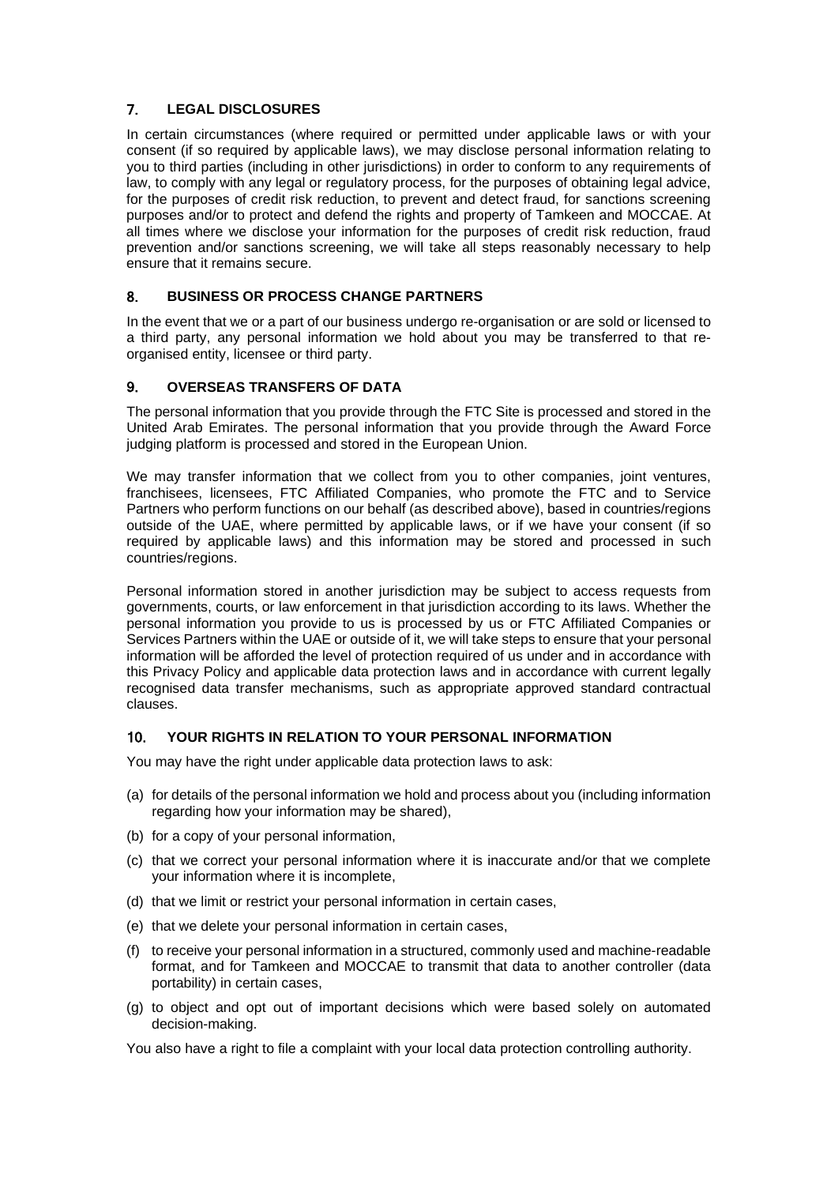## 7. LEGAL DISCLOSURES

In certain circumstances (where required or permitted under applicable laws or with your consent (if so required by applicable laws), we may disclose personal information relating to you to third parties (including in other jurisdictions) in order to conform to any requirements of law, to comply with any legal or regulatory process, for the purposes of obtaining legal advice, for the purposes of credit risk reduction, to prevent and detect fraud, for sanctions screening purposes and/or to protect and defend the rights and property of Tamkeen and MOCCAE. At all times where we disclose your information for the purposes of credit risk reduction, fraud prevention and/or sanctions screening, we will take all steps reasonably necessary to help ensure that it remains secure.

## 8. BUSINESS OR PROCESS CHANGE PARTNERS

In the event that we or a part of our business undergo re-organisation or are sold or licensed to a third party, any personal information we hold about you may be transferred to that re-organised entity, licensee or third party.

## 9. OVERSEAS TRANSFERS OF DATA

The personal information that you provide through the FTC Site is processed and stored in the United Arab Emirates. The personal information that you provide through the Award Force judging platform is processed and stored in the European Union.

We may transfer information that we collect from you to other companies, joint ventures, franchisees, licensees, FTC Affiliated Companies, who promote the FTC and to Service Partners who perform functions on our behalf (as described above), based in countries/regions outside of the UAE, where permitted by applicable laws, or if we have your consent (if so required by applicable laws) and this information may be stored and processed in such countries/regions.

Personal information stored in another jurisdiction may be subject to access requests from governments, courts, or law enforcement in that jurisdiction according to its laws. Whether the personal information you provide to us is processed by us or FTC Affiliated Companies or Services Partners within the UAE or outside of it, we will take steps to ensure that your personal information will be afforded the level of protection required of us under and in accordance with this Privacy Policy and applicable data protection laws and in accordance with current legally recognised data transfer mechanisms, such as appropriate approved standard contractual clauses.

## 10. YOUR RIGHTS IN RELATION TO YOUR PERSONAL INFORMATION

You may have the right under applicable data protection laws to ask:

(a) for details of the personal information we hold and process about you (including information regarding how your information may be shared),

(b) for a copy of your personal information,

(c) that we correct your personal information where it is inaccurate and/or that we complete your information where it is incomplete,

(d) that we limit or restrict your personal information in certain cases,

(e) that we delete your personal information in certain cases,

(f) to receive your personal information in a structured, commonly used and machine-readable format, and for Tamkeen and MOCCAE to transmit that data to another controller (data portability) in certain cases,

(g) to object and opt out of important decisions which were based solely on automated decision-making.

You also have a right to file a complaint with your local data protection controlling authority.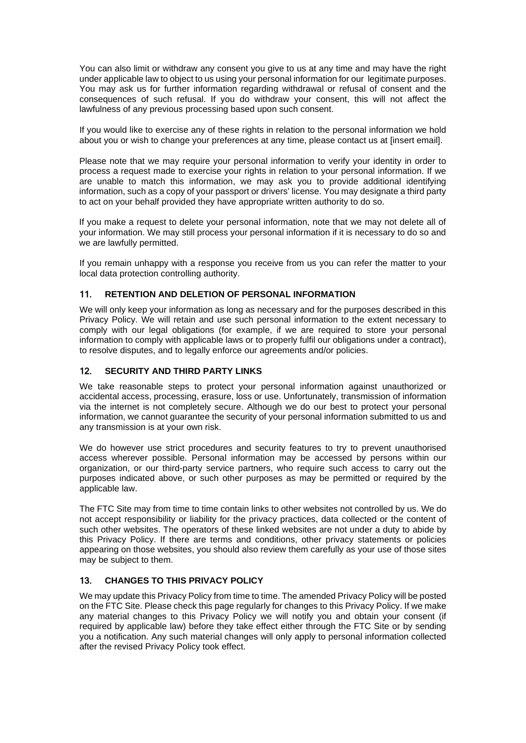You can also limit or withdraw any consent you give to us at any time and may have the right under applicable law to object to us using your personal information for our legitimate purposes. You may ask us for further information regarding withdrawal or refusal of consent and the consequences of such refusal. If you do withdraw your consent, this will not affect the lawfulness of any previous processing based upon such consent.

If you would like to exercise any of these rights in relation to the personal information we hold about you or wish to change your preferences at any time, please contact us at [insert email].

Please note that we may require your personal information to verify your identity in order to process a request made to exercise your rights in relation to your personal information. If we are unable to match this information, we may ask you to provide additional identifying information, such as a copy of your passport or drivers' license. You may designate a third party to act on your behalf provided they have appropriate written authority to do so.

If you make a request to delete your personal information, note that we may not delete all of your information. We may still process your personal information if it is necessary to do so and we are lawfully permitted.

If you remain unhappy with a response you receive from us you can refer the matter to your local data protection controlling authority.

## 11. RETENTION AND DELETION OF PERSONAL INFORMATION

We will only keep your information as long as necessary and for the purposes described in this Privacy Policy. We will retain and use such personal information to the extent necessary to comply with our legal obligations (for example, if we are required to store your personal information to comply with applicable laws or to properly fulfil our obligations under a contract), to resolve disputes, and to legally enforce our agreements and/or policies.

## 12. SECURITY AND THIRD PARTY LINKS

We take reasonable steps to protect your personal information against unauthorized or accidental access, processing, erasure, loss or use. Unfortunately, transmission of information via the internet is not completely secure. Although we do our best to protect your personal information, we cannot guarantee the security of your personal information submitted to us and any transmission is at your own risk.

We do however use strict procedures and security features to try to prevent unauthorised access wherever possible. Personal information may be accessed by persons within our organization, or our third-party service partners, who require such access to carry out the purposes indicated above, or such other purposes as may be permitted or required by the applicable law.

The FTC Site may from time to time contain links to other websites not controlled by us. We do not accept responsibility or liability for the privacy practices, data collected or the content of such other websites. The operators of these linked websites are not under a duty to abide by this Privacy Policy. If there are terms and conditions, other privacy statements or policies appearing on those websites, you should also review them carefully as your use of those sites may be subject to them.

## 13. CHANGES TO THIS PRIVACY POLICY

We may update this Privacy Policy from time to time. The amended Privacy Policy will be posted on the FTC Site. Please check this page regularly for changes to this Privacy Policy. If we make any material changes to this Privacy Policy we will notify you and obtain your consent (if required by applicable law) before they take effect either through the FTC Site or by sending you a notification. Any such material changes will only apply to personal information collected after the revised Privacy Policy took effect.